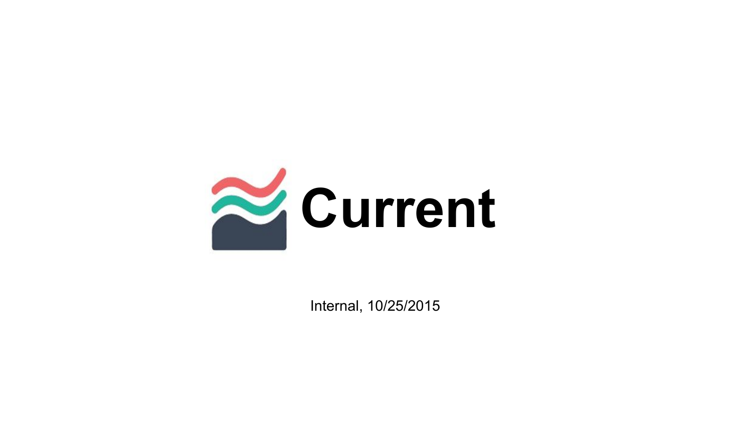# Current

Internal, 10/25/2015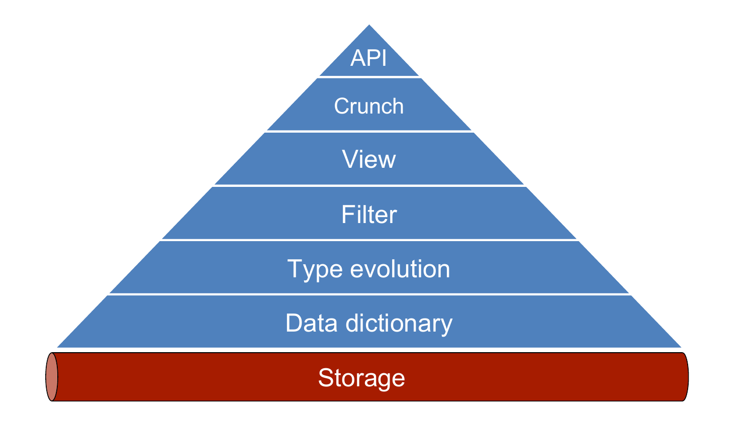API

Crunch

View

Filter

Type evolution

Data dictionary

Storage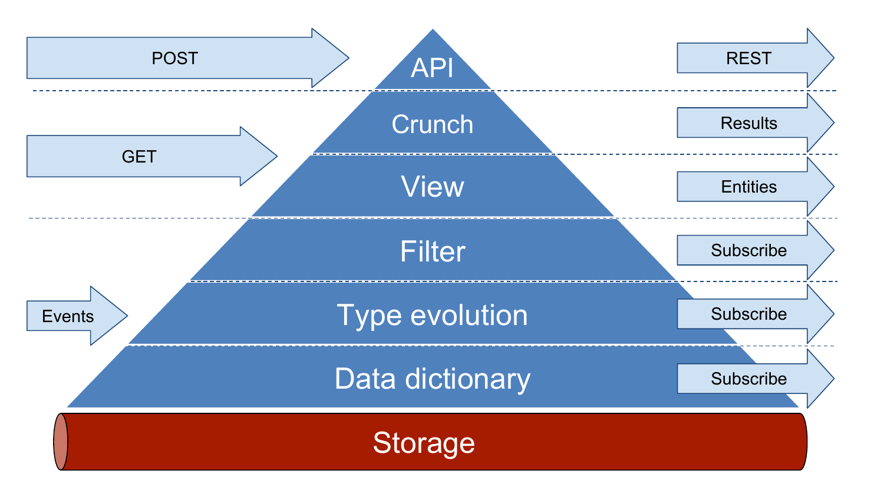POST

API

REST

Crunch

Results

GET

View

Entities

Filter

Subscribe

Events

Type evolution

Subscribe

Data dictionary

Subscribe

Storage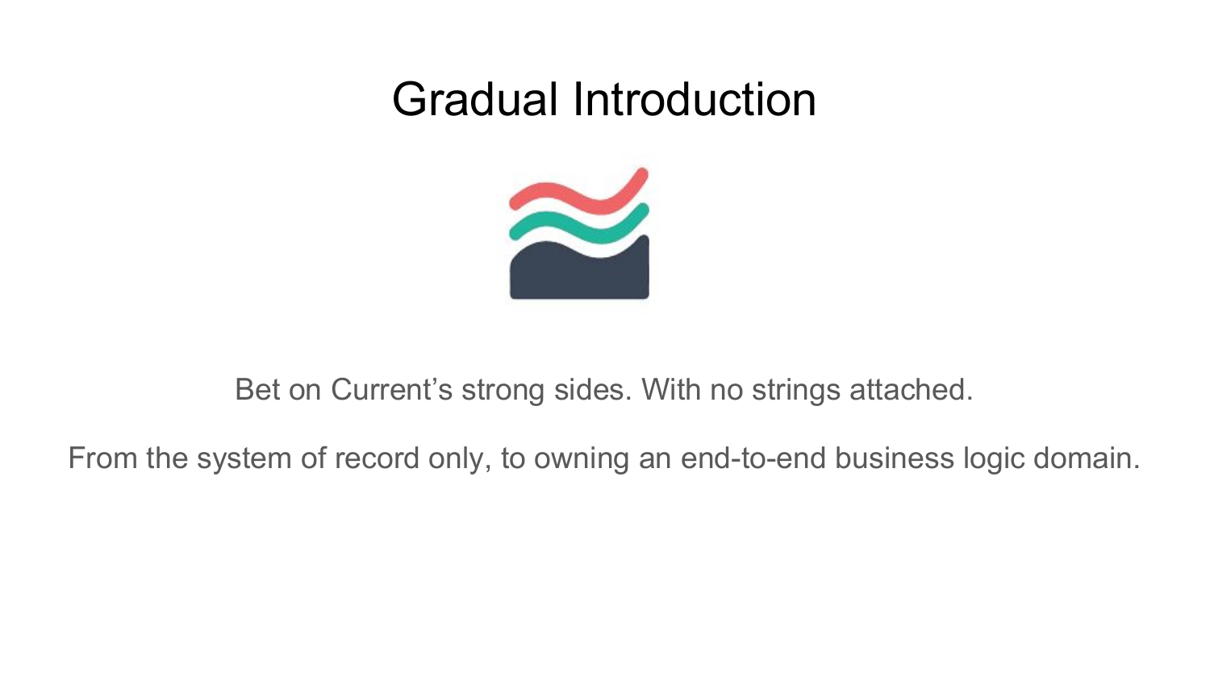# Gradual Introduction

Bet on Current's strong sides. With no strings attached.

From the system of record only, to owning an end-to-end business logic domain.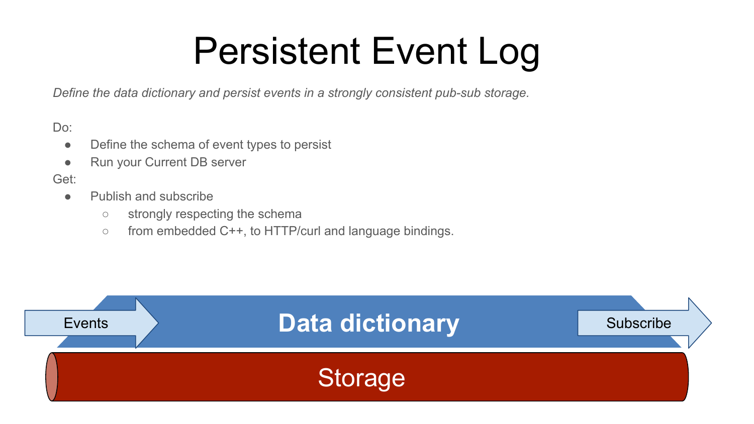# Persistent Event Log

*Define the data dictionary and persist events in a strongly consistent pub-sub storage.*

Do:

- Define the schema of event types to persist
- Run your Current DB server

Get:

- Publish and subscribe
  - strongly respecting the schema
  - from embedded C++, to HTTP/curl and language bindings.

Events

**Data dictionary**

Subscribe

Storage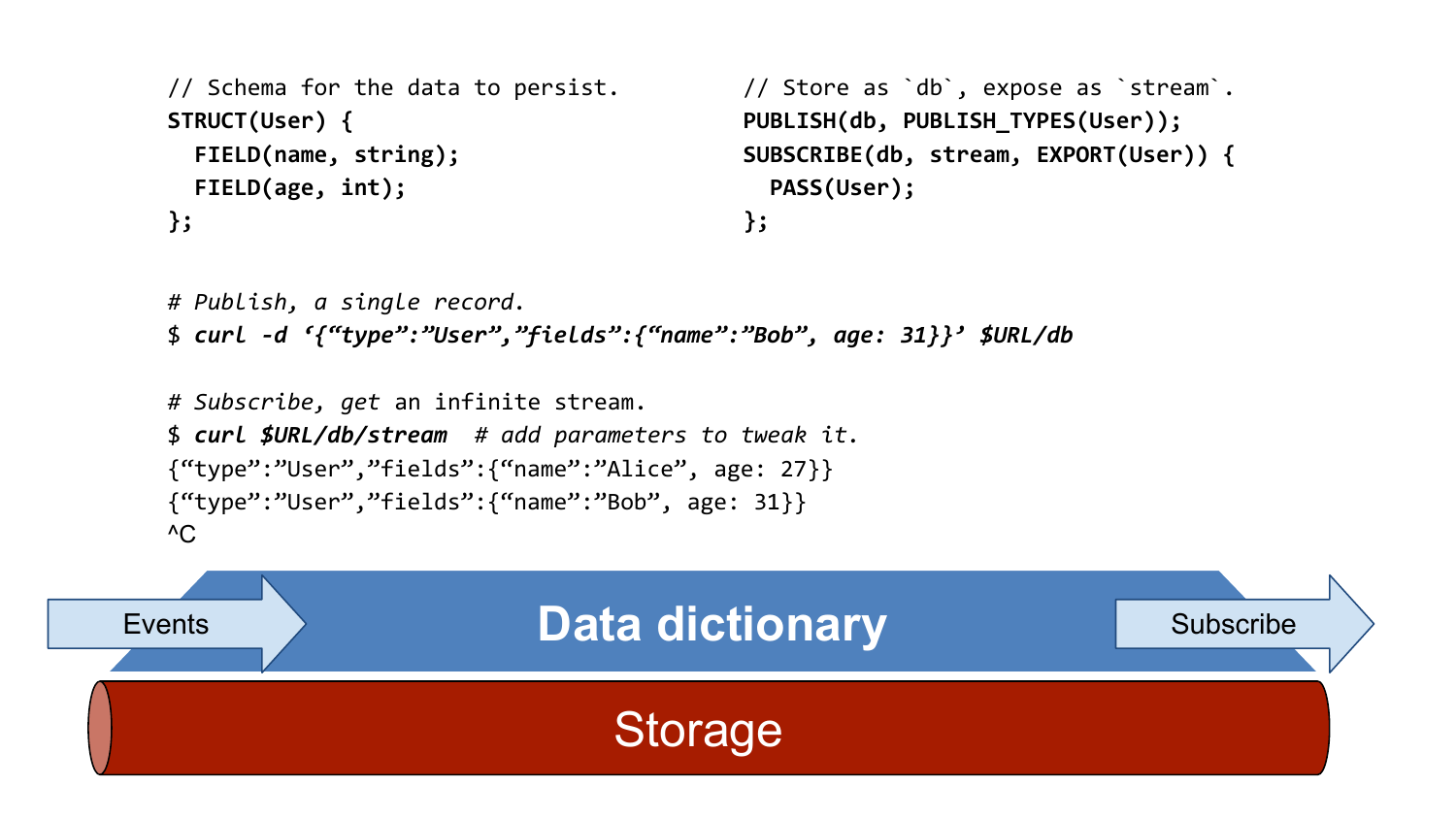```
// Schema for the data to persist.
STRUCT(User) {
  FIELD(name, string);
  FIELD(age, int);
};
```

```
// Store as `db`, expose as `stream`.
PUBLISH(db, PUBLISH_TYPES(User));
SUBSCRIBE(db, stream, EXPORT(User)) {
  PASS(User);
};
```

```
# Publish, a single record.
$ curl -d '{"type":"User","fields":{"name":"Bob", age: 31}}' $URL/db

# Subscribe, get an infinite stream.
$ curl $URL/db/stream  # add parameters to tweak it.
{"type":"User","fields":{"name":"Alice", age: 27}}
{"type":"User","fields":{"name":"Bob", age: 31}}
^C
```

Events → **Data dictionary** → Subscribe

Storage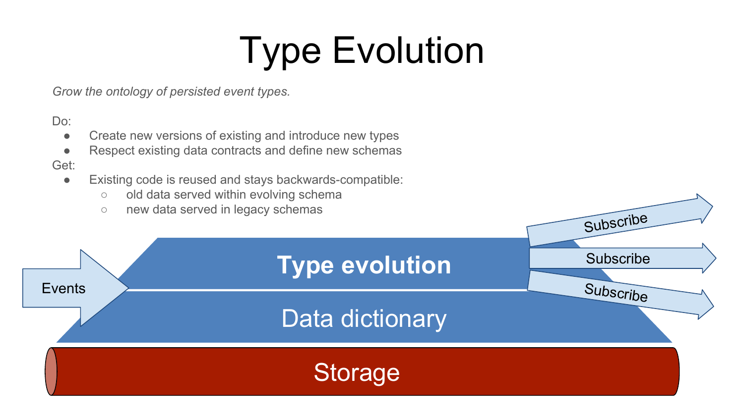# Type Evolution

*Grow the ontology of persisted event types.*

Do:

- Create new versions of existing and introduce new types
- Respect existing data contracts and define new schemas

Get:

- Existing code is reused and stays backwards-compatible:
  - old data served within evolving schema
  - new data served in legacy schemas

Events

**Type evolution**

Data dictionary

Storage

Subscribe

Subscribe

Subscribe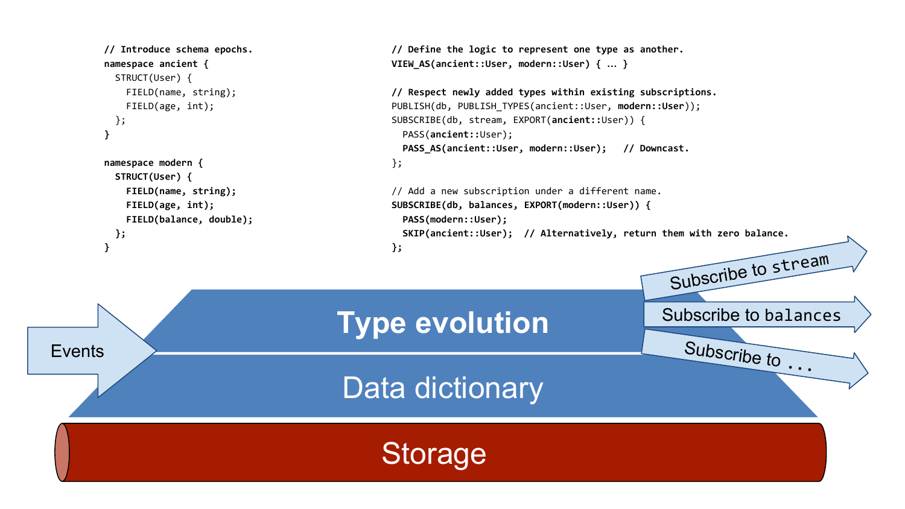```
// Introduce schema epochs.
namespace ancient {
  STRUCT(User) {
    FIELD(name, string);
    FIELD(age, int);
  };
}

namespace modern {
  STRUCT(User) {
    FIELD(name, string);
    FIELD(age, int);
    FIELD(balance, double);
  };
}
```

```
// Define the logic to represent one type as another.
VIEW_AS(ancient::User, modern::User) { … }

// Respect newly added types within existing subscriptions.
PUBLISH(db, PUBLISH_TYPES(ancient::User, modern::User));
SUBSCRIBE(db, stream, EXPORT(ancient::User)) {
  PASS(ancient::User);
  PASS_AS(ancient::User, modern::User);   // Downcast.
};

// Add a new subscription under a different name.
SUBSCRIBE(db, balances, EXPORT(modern::User)) {
  PASS(modern::User);
  SKIP(ancient::User);  // Alternatively, return them with zero balance.
};
```

Events

Type evolution

Data dictionary

Storage

Subscribe to stream

Subscribe to balances

Subscribe to ...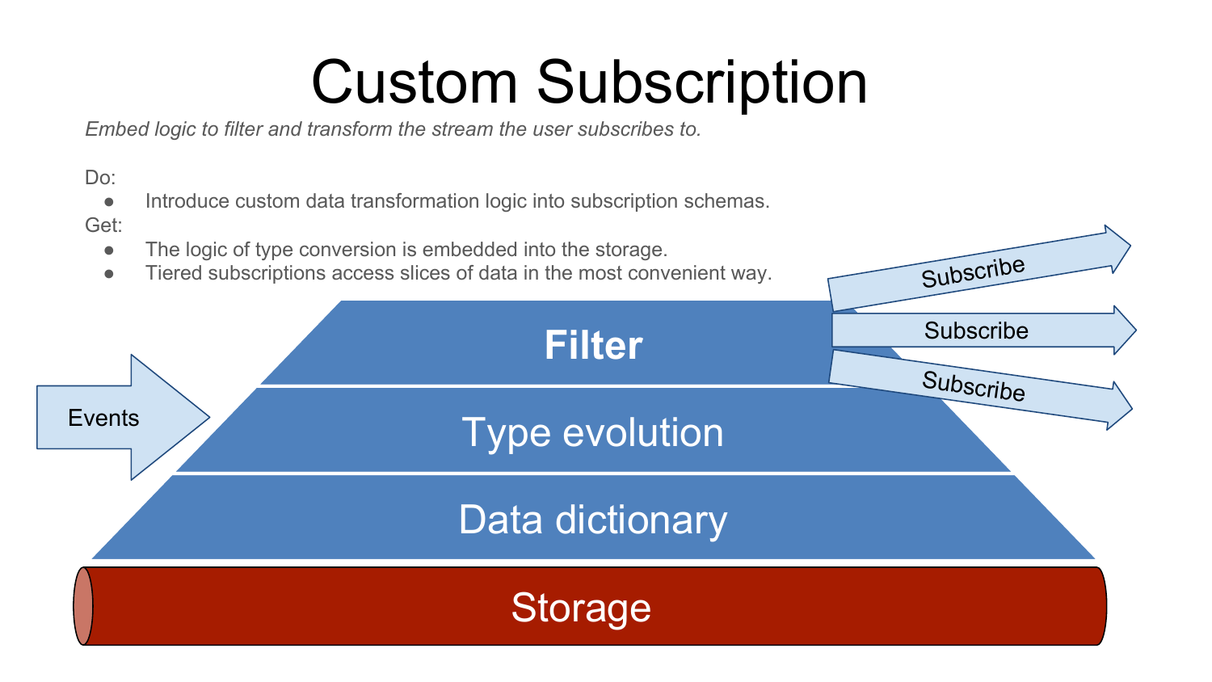# Custom Subscription

*Embed logic to filter and transform the stream the user subscribes to.*

Do:

- Introduce custom data transformation logic into subscription schemas.

Get:

- The logic of type conversion is embedded into the storage.
- Tiered subscriptions access slices of data in the most convenient way.

Events

Filter

Type evolution

Data dictionary

Storage

Subscribe

Subscribe

Subscribe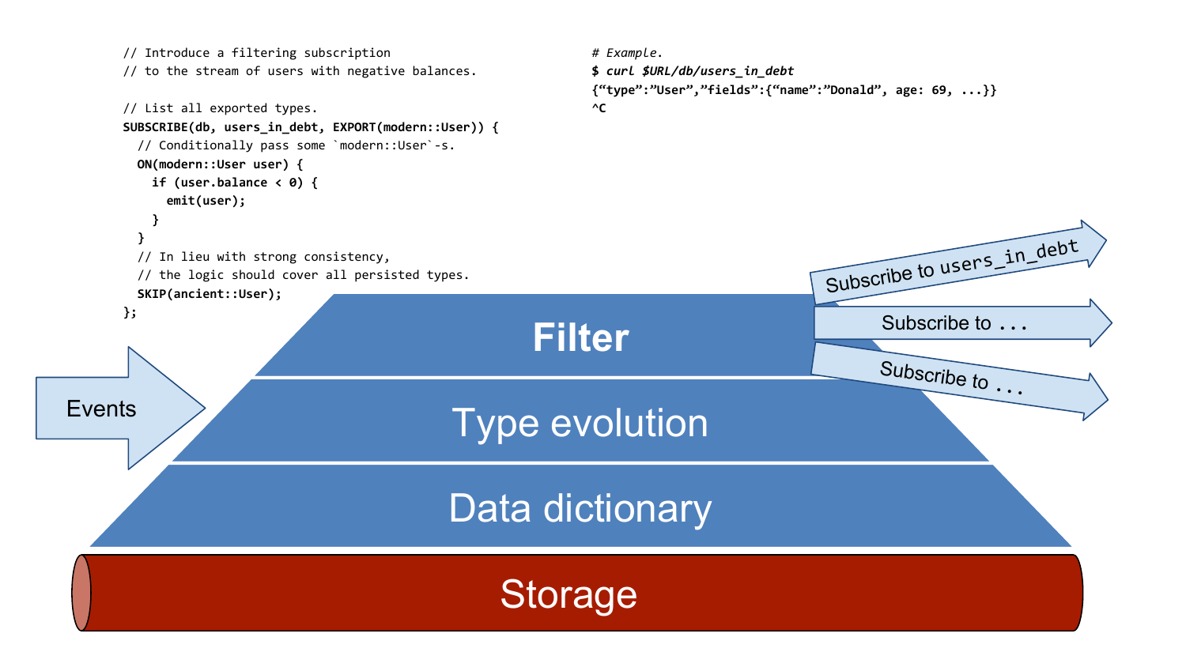```
// Introduce a filtering subscription
// to the stream of users with negative balances.

// List all exported types.
SUBSCRIBE(db, users_in_debt, EXPORT(modern::User)) {
  // Conditionally pass some `modern::User`-s.
  ON(modern::User user) {
    if (user.balance < 0) {
      emit(user);
    }
  }
  // In lieu with strong consistency,
  // the logic should cover all persisted types.
  SKIP(ancient::User);
};
```

```
# Example.
$ curl $URL/db/users_in_debt
{"type":"User","fields":{"name":"Donald", age: 69, ...}}
^C
```

Events

Filter

Type evolution

Data dictionary

Storage

Subscribe to users_in_debt

Subscribe to . . .

Subscribe to . . .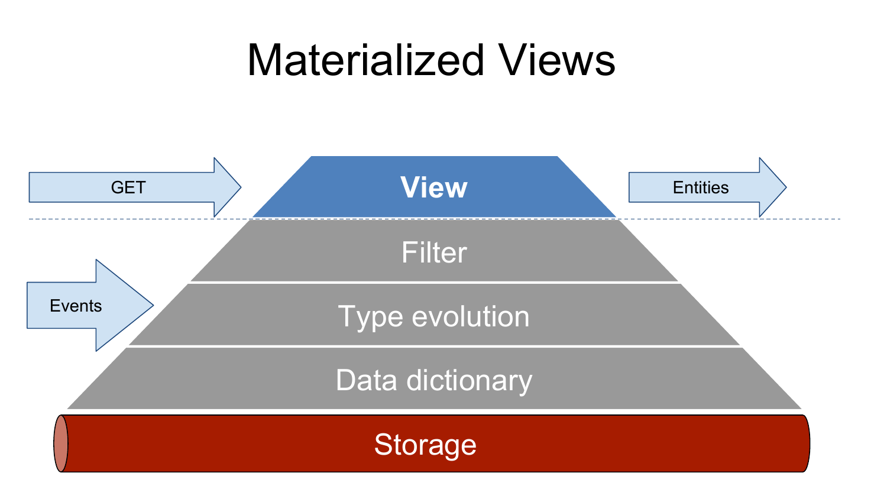# Materialized Views

GET

View

Entities

Filter

Events

Type evolution

Data dictionary

Storage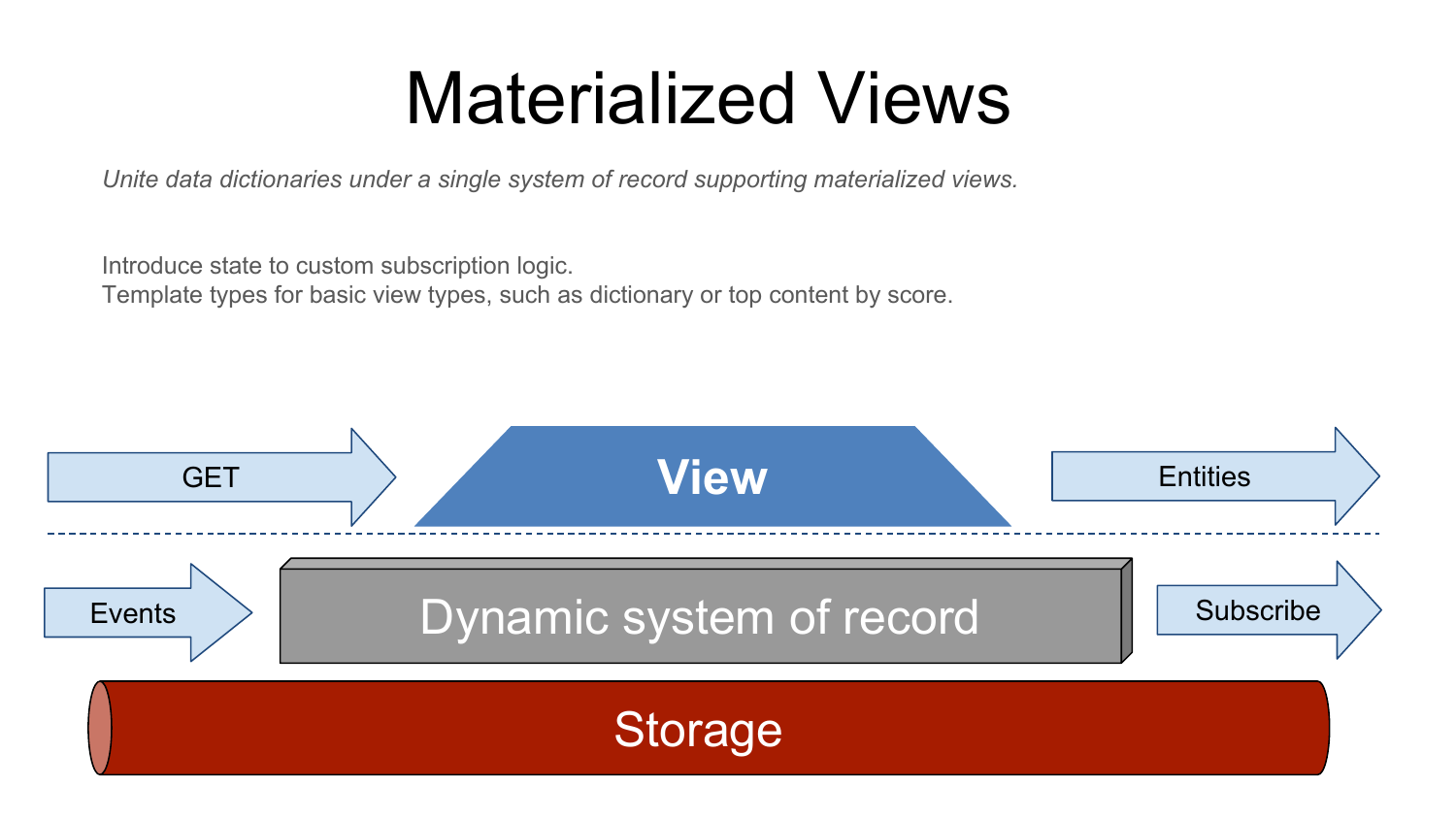# Materialized Views

*Unite data dictionaries under a single system of record supporting materialized views.*

Introduce state to custom subscription logic.
Template types for basic view types, such as dictionary or top content by score.

GET → View → Entities

Events → Dynamic system of record → Subscribe

Storage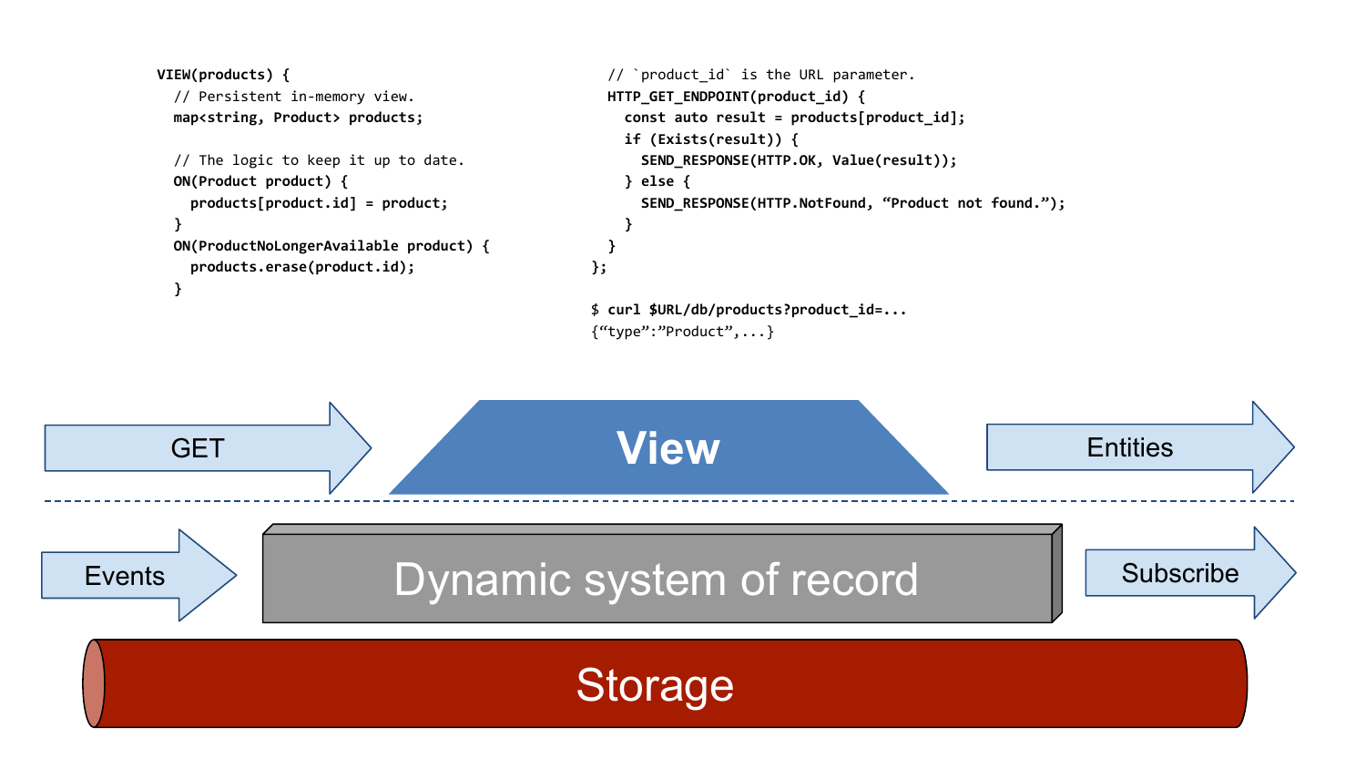```
VIEW(products) {
  // Persistent in-memory view.
  map<string, Product> products;

  // The logic to keep it up to date.
  ON(Product product) {
    products[product.id] = product;
  }
  ON(ProductNoLongerAvailable product) {
    products.erase(product.id);
  }
```

```
  // `product_id` is the URL parameter.
  HTTP_GET_ENDPOINT(product_id) {
    const auto result = products[product_id];
    if (Exists(result)) {
      SEND_RESPONSE(HTTP.OK, Value(result));
    } else {
      SEND_RESPONSE(HTTP.NotFound, "Product not found.");
    }
  }
};

$ curl $URL/db/products?product_id=...
{"type":"Product",...}
```

GET → **View** → Entities

Events → Dynamic system of record → Subscribe

Storage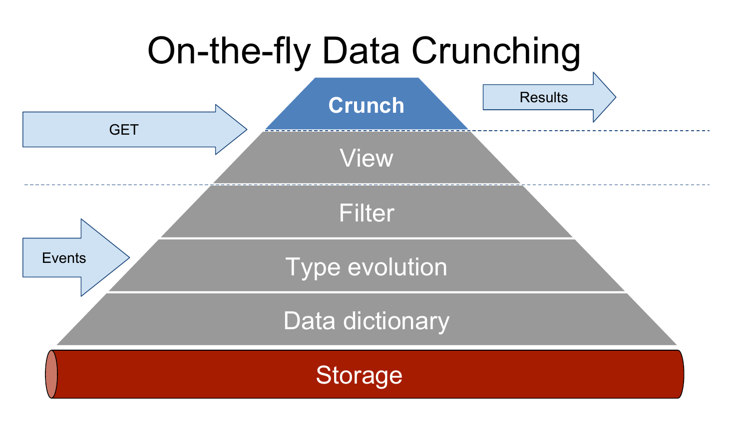# On-the-fly Data Crunching

GET

Results

Events

Crunch

View

Filter

Type evolution

Data dictionary

Storage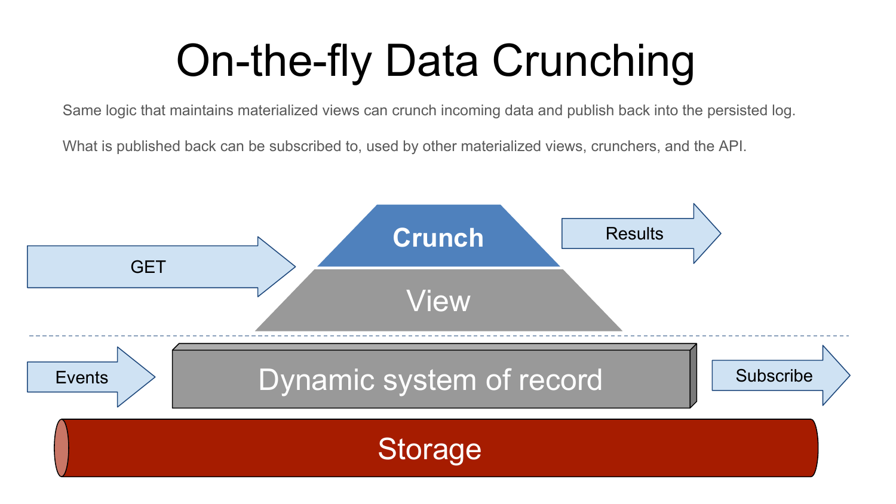# On-the-fly Data Crunching

Same logic that maintains materialized views can crunch incoming data and publish back into the persisted log.

What is published back can be subscribed to, used by other materialized views, crunchers, and the API.

GET

Crunch

Results

View

Events

Dynamic system of record

Subscribe

Storage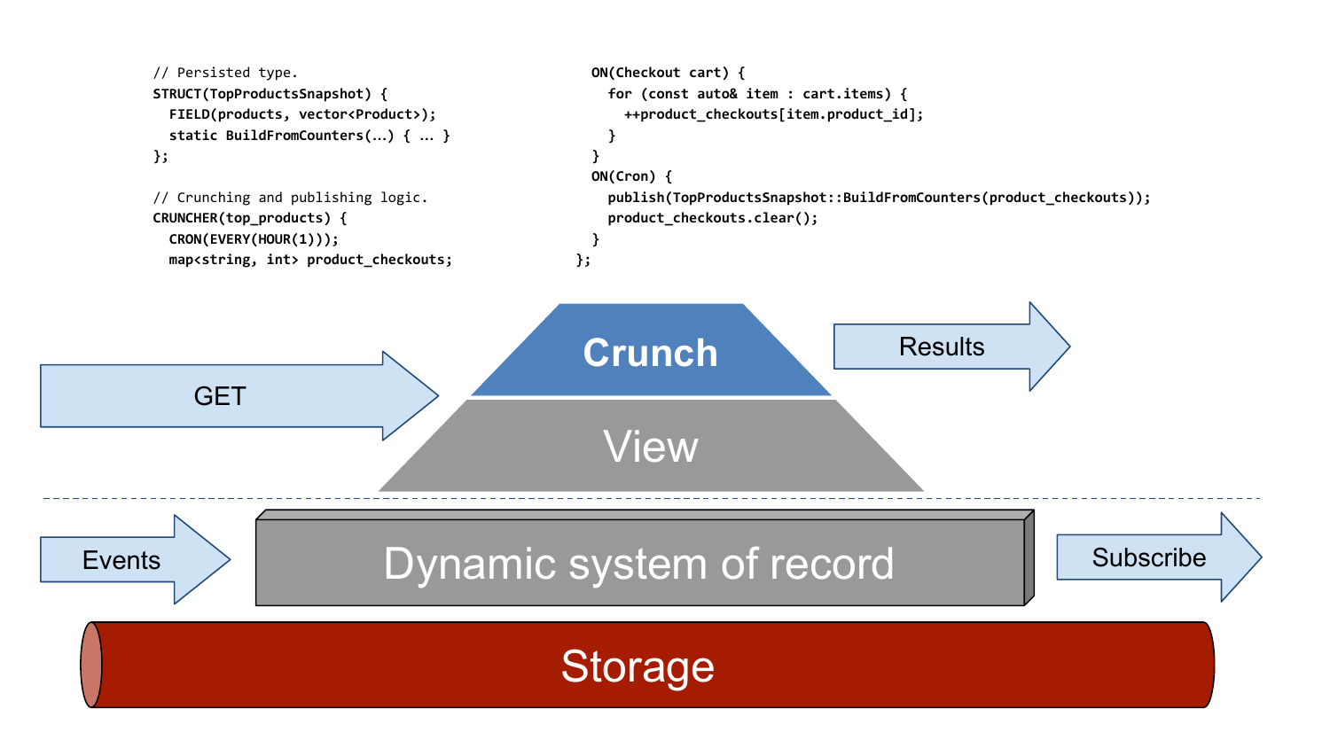```
// Persisted type.
STRUCT(TopProductsSnapshot) {
  FIELD(products, vector<Product>);
  static BuildFromCounters(...) { ... }
};

// Crunching and publishing logic.
CRUNCHER(top_products) {
  CRON(EVERY(HOUR(1)));
  map<string, int> product_checkouts;
  ON(Checkout cart) {
    for (const auto& item : cart.items) {
      ++product_checkouts[item.product_id];
    }
  }
  ON(Cron) {
    publish(TopProductsSnapshot::BuildFromCounters(product_checkouts));
    product_checkouts.clear();
  }
};
```

GET

Crunch

Results

View

Events

Dynamic system of record

Subscribe

Storage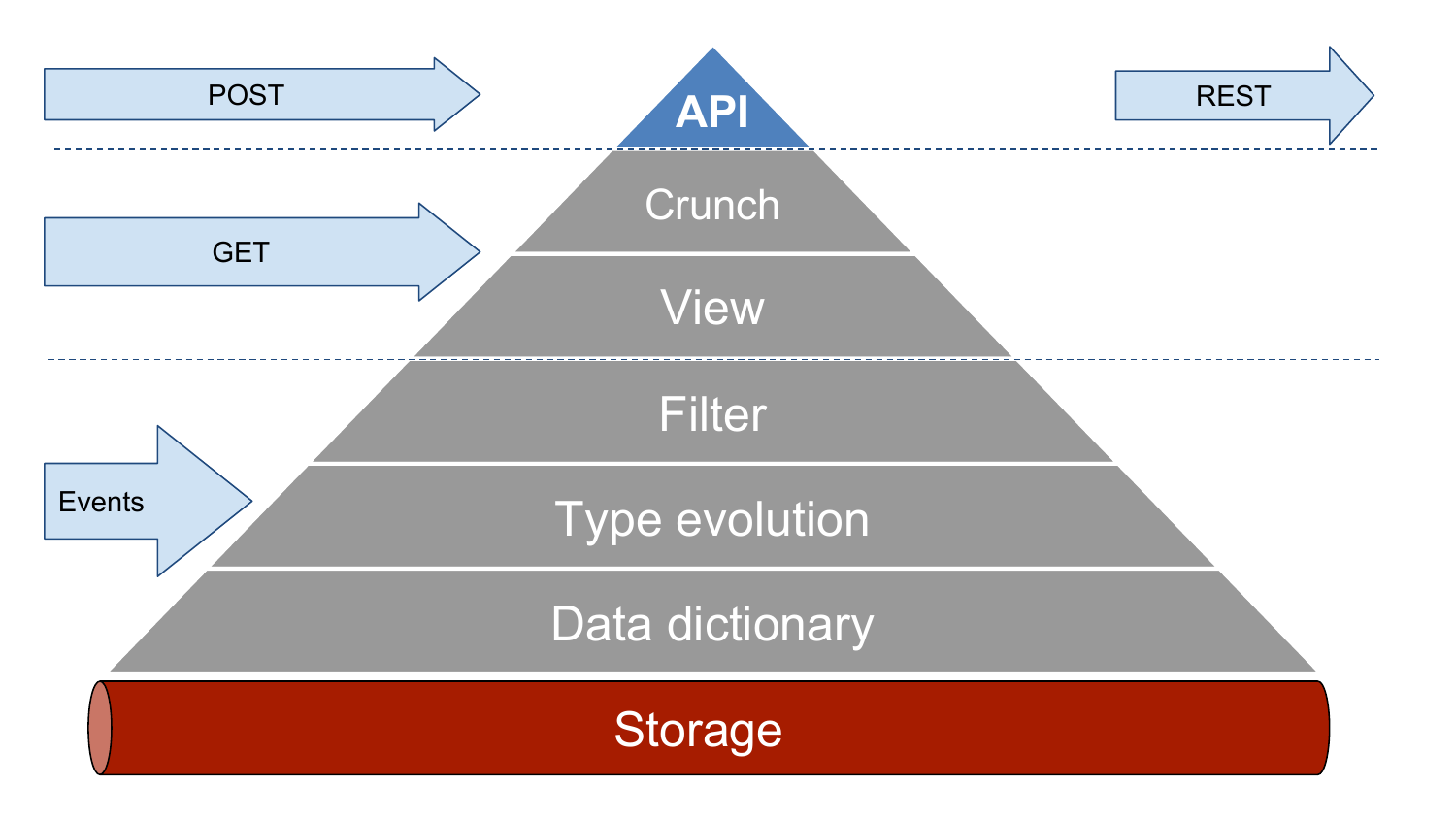POST

REST

API

GET

Crunch

View

Filter

Events

Type evolution

Data dictionary

Storage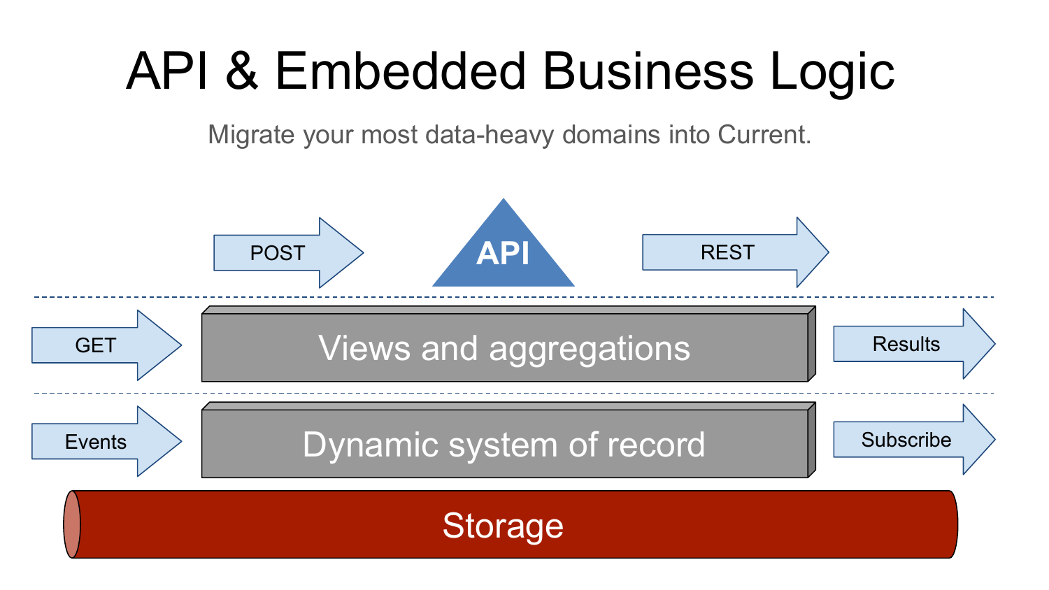# API & Embedded Business Logic

Migrate your most data-heavy domains into Current.

POST

API

REST

GET

Views and aggregations

Results

Events

Dynamic system of record

Subscribe

Storage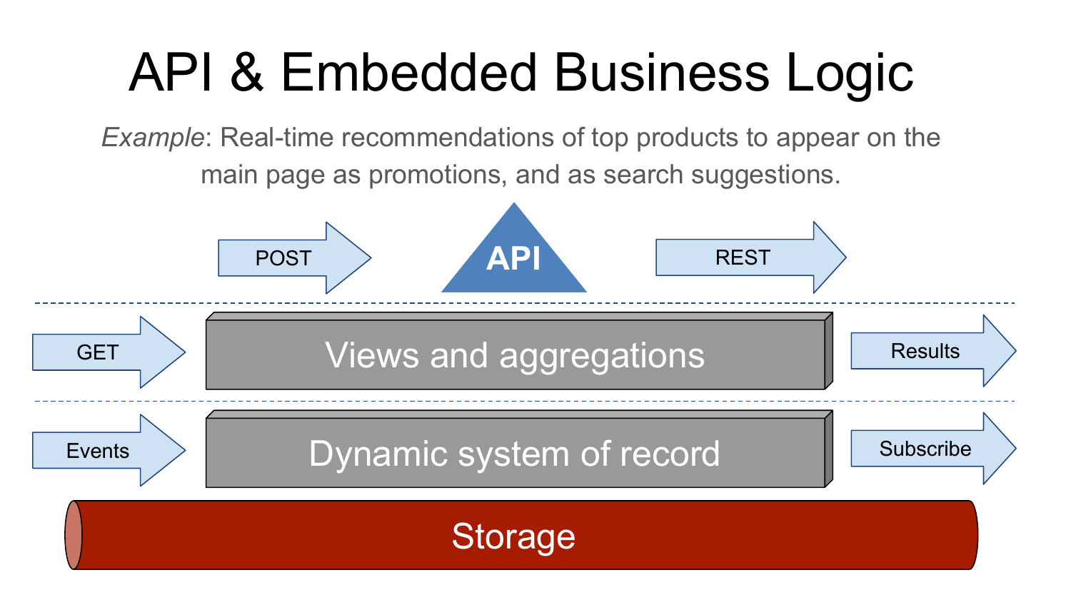# API & Embedded Business Logic

*Example*: Real-time recommendations of top products to appear on the main page as promotions, and as search suggestions.

POST → API → REST

GET → Views and aggregations → Results

Events → Dynamic system of record → Subscribe

Storage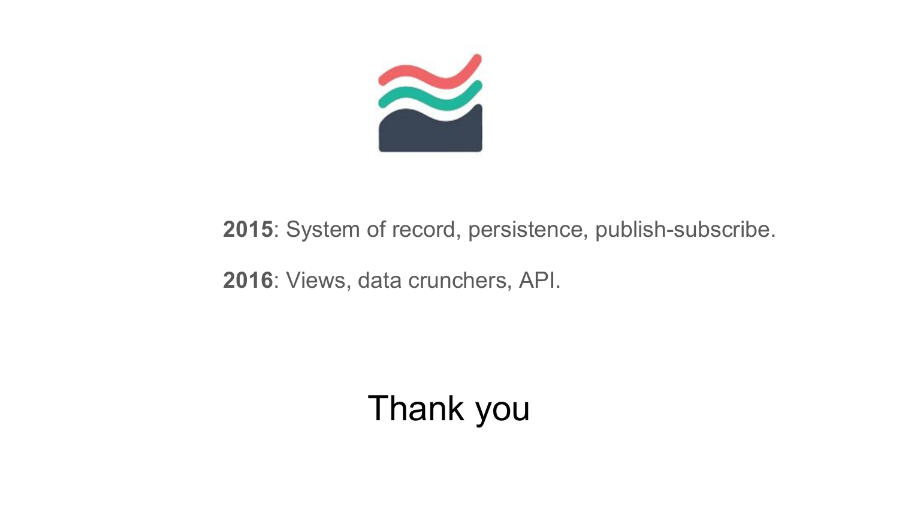**2015**: System of record, persistence, publish-subscribe.

**2016**: Views, data crunchers, API.

# Thank you